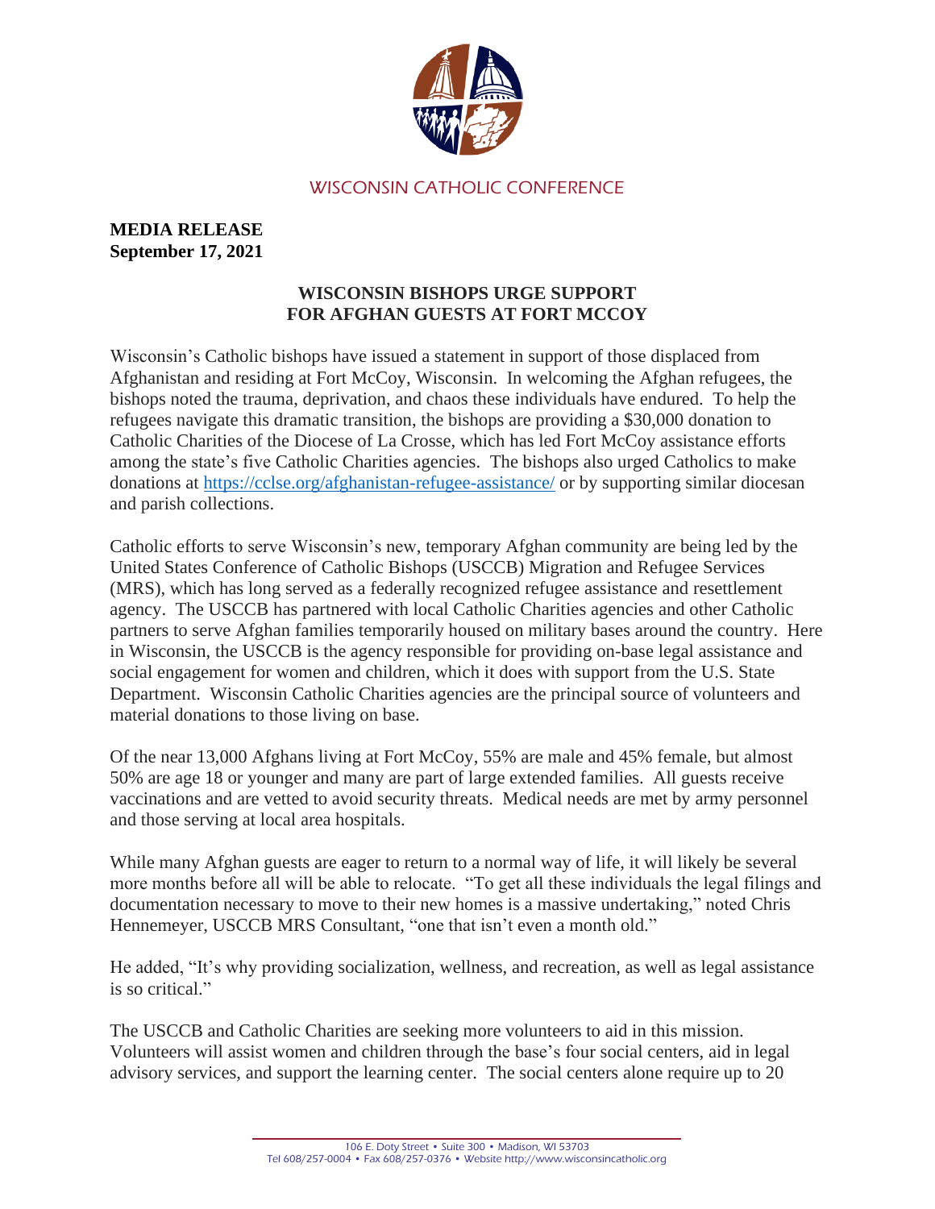WISCONSIN CATHOLIC CONFERENCE

**MEDIA RELEASE**
**September 17, 2021**

## WISCONSIN BISHOPS URGE SUPPORT FOR AFGHAN GUESTS AT FORT MCCOY

Wisconsin's Catholic bishops have issued a statement in support of those displaced from Afghanistan and residing at Fort McCoy, Wisconsin. In welcoming the Afghan refugees, the bishops noted the trauma, deprivation, and chaos these individuals have endured. To help the refugees navigate this dramatic transition, the bishops are providing a $30,000 donation to Catholic Charities of the Diocese of La Crosse, which has led Fort McCoy assistance efforts among the state's five Catholic Charities agencies. The bishops also urged Catholics to make donations at https://cclse.org/afghanistan-refugee-assistance/ or by supporting similar diocesan and parish collections.

Catholic efforts to serve Wisconsin's new, temporary Afghan community are being led by the United States Conference of Catholic Bishops (USCCB) Migration and Refugee Services (MRS), which has long served as a federally recognized refugee assistance and resettlement agency. The USCCB has partnered with local Catholic Charities agencies and other Catholic partners to serve Afghan families temporarily housed on military bases around the country. Here in Wisconsin, the USCCB is the agency responsible for providing on-base legal assistance and social engagement for women and children, which it does with support from the U.S. State Department. Wisconsin Catholic Charities agencies are the principal source of volunteers and material donations to those living on base.

Of the near 13,000 Afghans living at Fort McCoy, 55% are male and 45% female, but almost 50% are age 18 or younger and many are part of large extended families. All guests receive vaccinations and are vetted to avoid security threats. Medical needs are met by army personnel and those serving at local area hospitals.

While many Afghan guests are eager to return to a normal way of life, it will likely be several more months before all will be able to relocate. "To get all these individuals the legal filings and documentation necessary to move to their new homes is a massive undertaking," noted Chris Hennemeyer, USCCB MRS Consultant, "one that isn't even a month old."

He added, "It's why providing socialization, wellness, and recreation, as well as legal assistance is so critical."

The USCCB and Catholic Charities are seeking more volunteers to aid in this mission. Volunteers will assist women and children through the base's four social centers, aid in legal advisory services, and support the learning center. The social centers alone require up to 20

106 E. Doty Street • Suite 300 • Madison, WI 53703
Tel 608/257-0004 • Fax 608/257-0376 • Website http://www.wisconsincatholic.org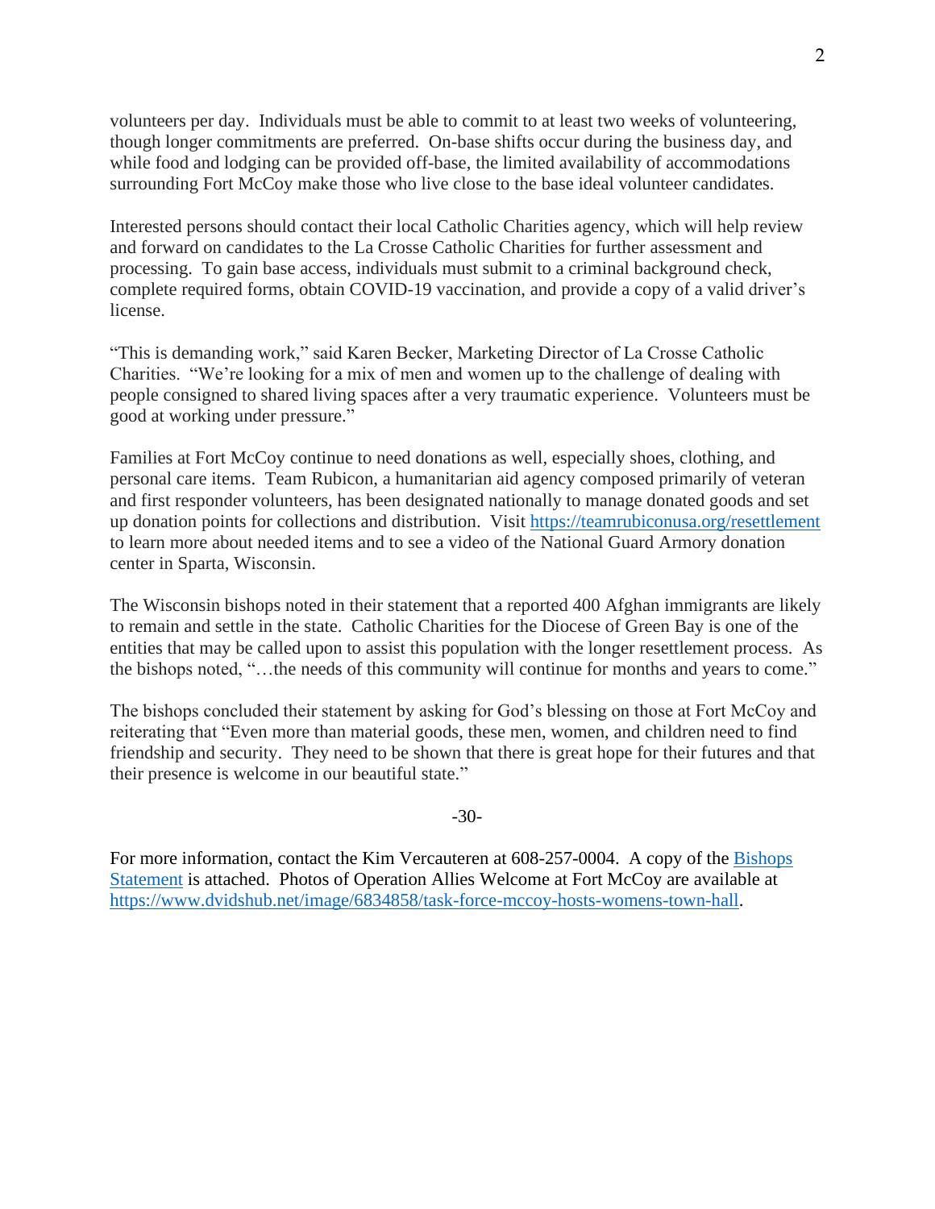volunteers per day. Individuals must be able to commit to at least two weeks of volunteering, though longer commitments are preferred. On-base shifts occur during the business day, and while food and lodging can be provided off-base, the limited availability of accommodations surrounding Fort McCoy make those who live close to the base ideal volunteer candidates.

Interested persons should contact their local Catholic Charities agency, which will help review and forward on candidates to the La Crosse Catholic Charities for further assessment and processing. To gain base access, individuals must submit to a criminal background check, complete required forms, obtain COVID-19 vaccination, and provide a copy of a valid driver's license.

"This is demanding work," said Karen Becker, Marketing Director of La Crosse Catholic Charities. "We're looking for a mix of men and women up to the challenge of dealing with people consigned to shared living spaces after a very traumatic experience. Volunteers must be good at working under pressure."

Families at Fort McCoy continue to need donations as well, especially shoes, clothing, and personal care items. Team Rubicon, a humanitarian aid agency composed primarily of veteran and first responder volunteers, has been designated nationally to manage donated goods and set up donation points for collections and distribution. Visit [https://teamrubiconusa.org/resettlement](https://teamrubiconusa.org/resettlement) to learn more about needed items and to see a video of the National Guard Armory donation center in Sparta, Wisconsin.

The Wisconsin bishops noted in their statement that a reported 400 Afghan immigrants are likely to remain and settle in the state. Catholic Charities for the Diocese of Green Bay is one of the entities that may be called upon to assist this population with the longer resettlement process. As the bishops noted, "…the needs of this community will continue for months and years to come."

The bishops concluded their statement by asking for God's blessing on those at Fort McCoy and reiterating that "Even more than material goods, these men, women, and children need to find friendship and security. They need to be shown that there is great hope for their futures and that their presence is welcome in our beautiful state."

-30-

For more information, contact the Kim Vercauteren at 608-257-0004. A copy of the Bishops Statement is attached. Photos of Operation Allies Welcome at Fort McCoy are available at [https://www.dvidshub.net/image/6834858/task-force-mccoy-hosts-womens-town-hall](https://www.dvidshub.net/image/6834858/task-force-mccoy-hosts-womens-town-hall).